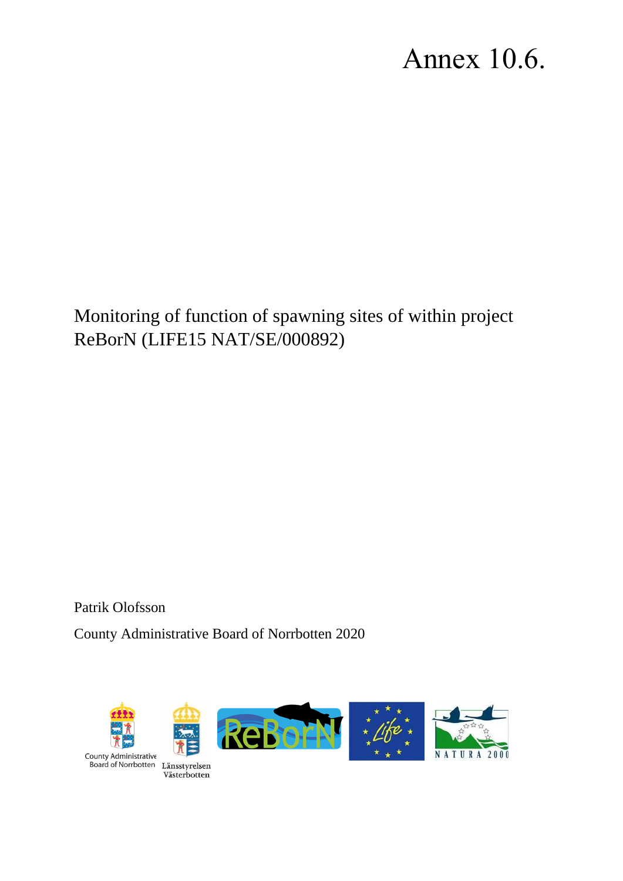# Annex 10.6.

Monitoring of function of spawning sites of within project ReBorN (LIFE15 NAT/SE/000892)

Patrik Olofsson

County Administrative Board of Norrbotten 2020

County Administrative Board of Norrbotten

Länsstyrelsen Västerbotten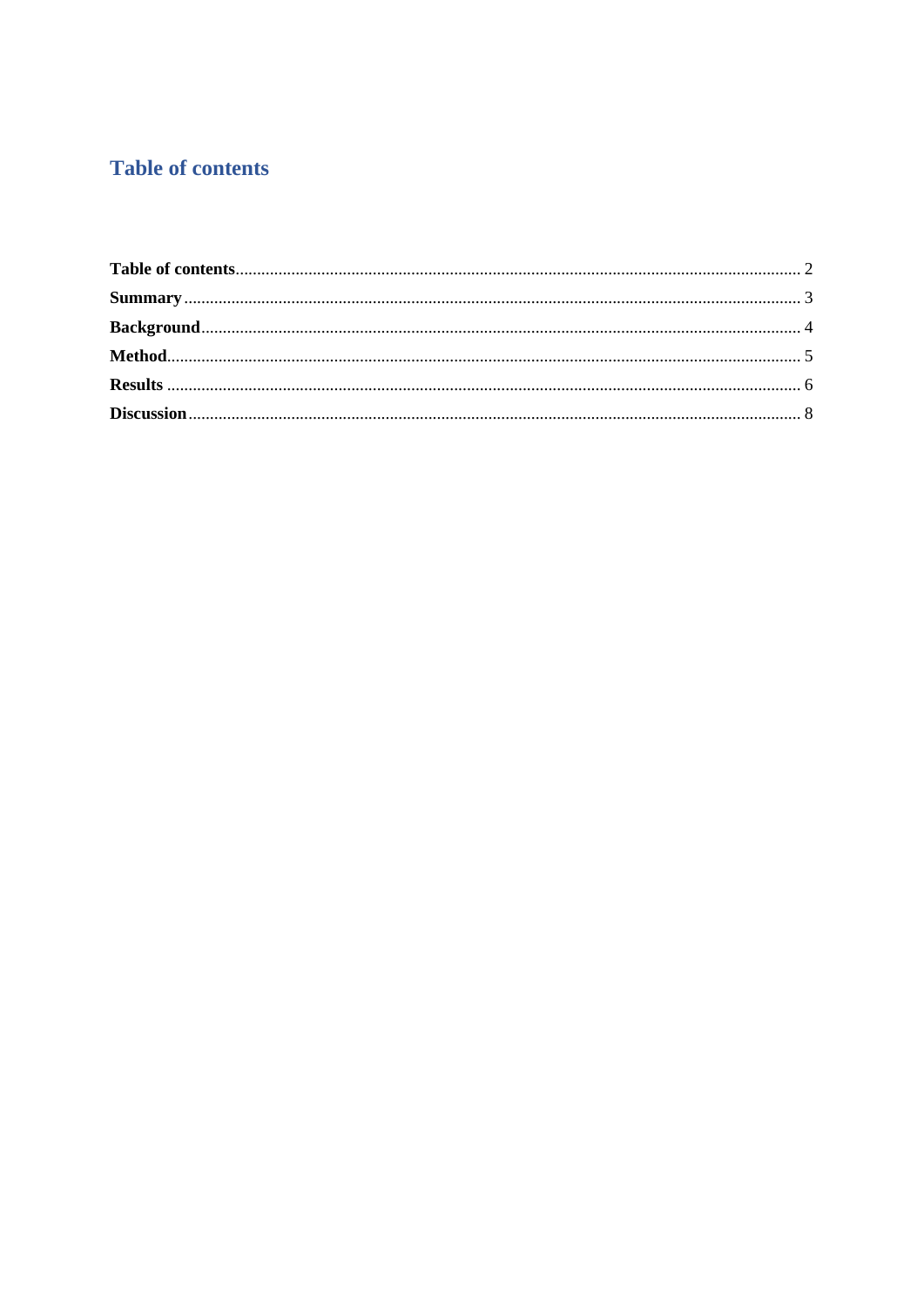# Table of contents

**Table of contents** .......... 2
**Summary** .......... 3
**Background** .......... 4
**Method** .......... 5
**Results** .......... 6
**Discussion** .......... 8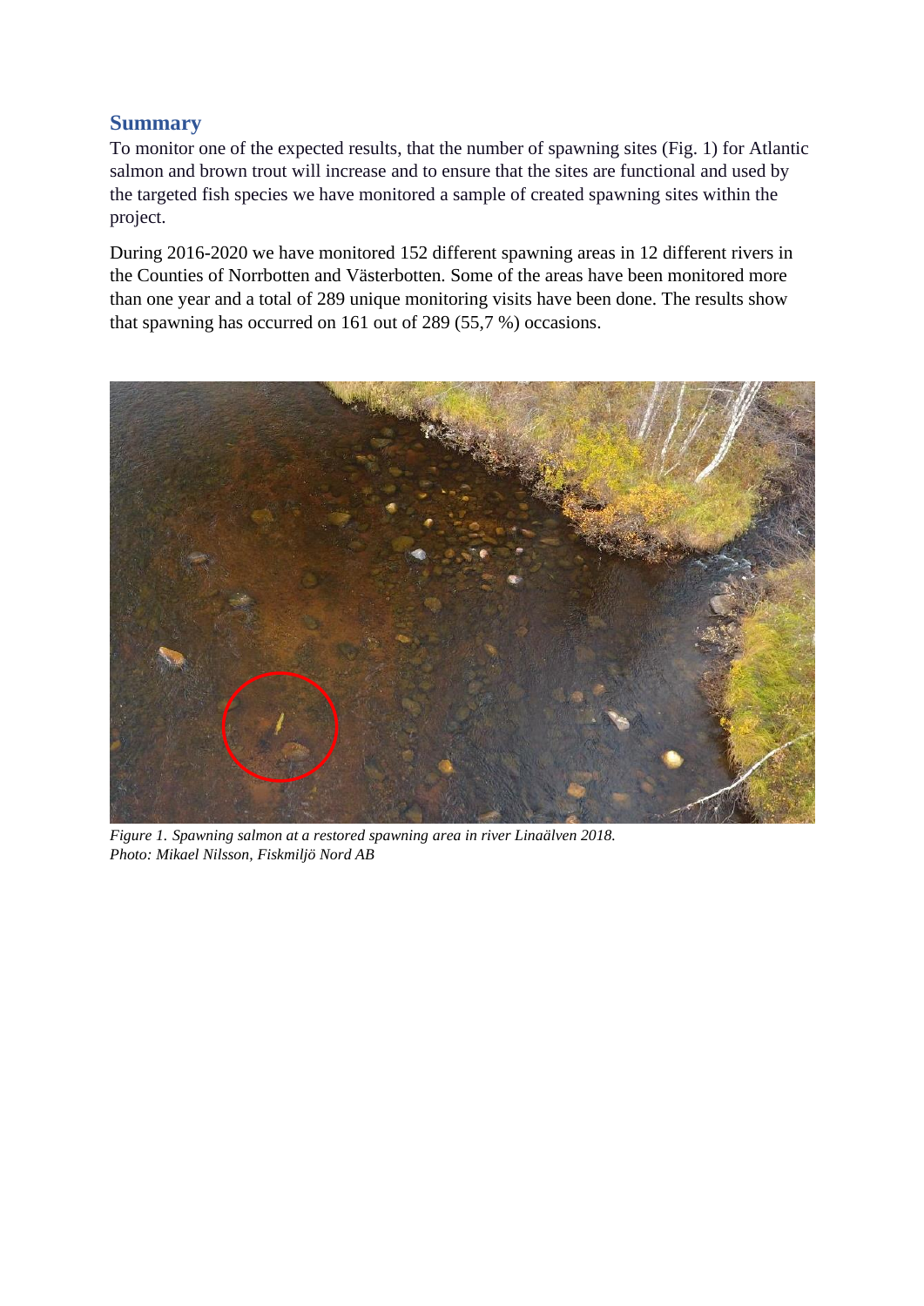## Summary

To monitor one of the expected results, that the number of spawning sites (Fig. 1) for Atlantic salmon and brown trout will increase and to ensure that the sites are functional and used by the targeted fish species we have monitored a sample of created spawning sites within the project.

During 2016-2020 we have monitored 152 different spawning areas in 12 different rivers in the Counties of Norrbotten and Västerbotten. Some of the areas have been monitored more than one year and a total of 289 unique monitoring visits have been done. The results show that spawning has occurred on 161 out of 289 (55,7 %) occasions.

*Figure 1. Spawning salmon at a restored spawning area in river Linaälven 2018. Photo: Mikael Nilsson, Fiskmiljö Nord AB*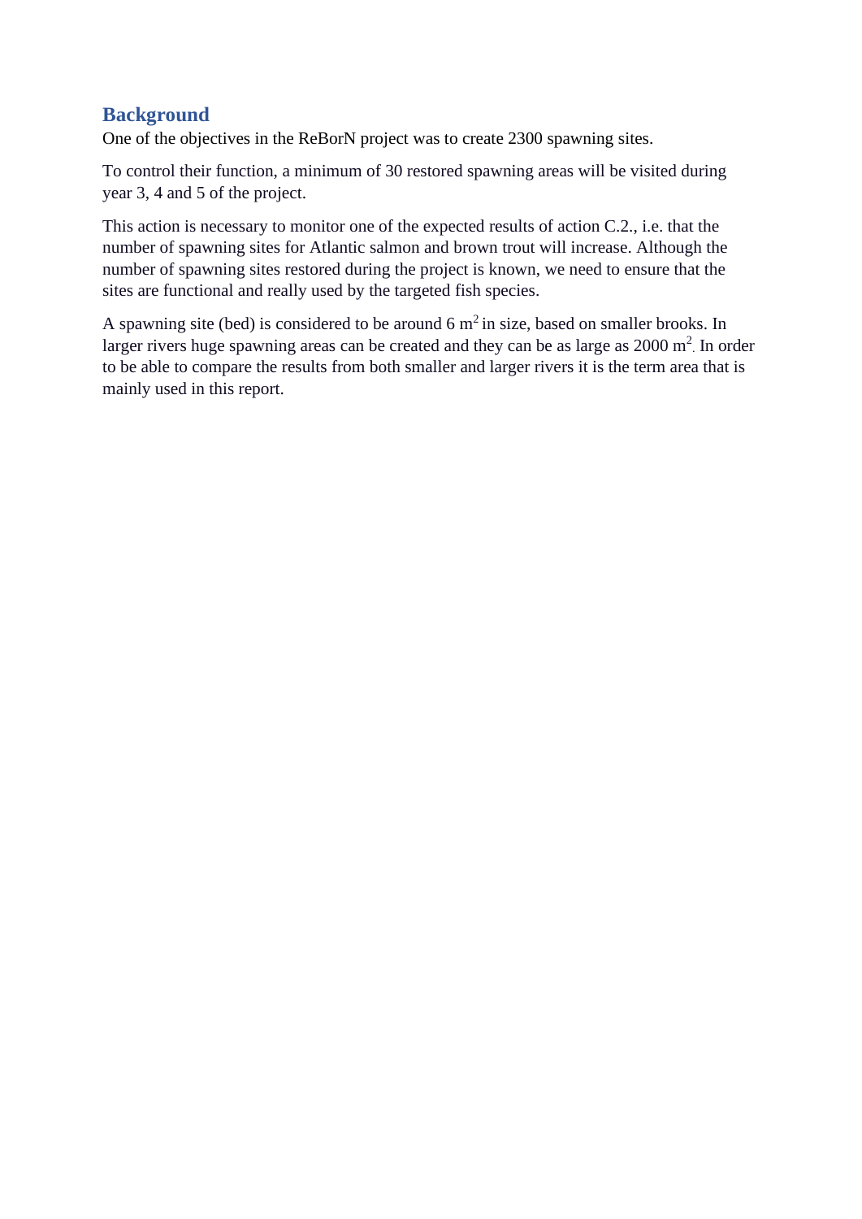## Background

One of the objectives in the ReBorN project was to create 2300 spawning sites.

To control their function, a minimum of 30 restored spawning areas will be visited during year 3, 4 and 5 of the project.

This action is necessary to monitor one of the expected results of action C.2., i.e. that the number of spawning sites for Atlantic salmon and brown trout will increase. Although the number of spawning sites restored during the project is known, we need to ensure that the sites are functional and really used by the targeted fish species.

A spawning site (bed) is considered to be around 6 $m^2$ in size, based on smaller brooks. In larger rivers huge spawning areas can be created and they can be as large as 2000 $m^2$. In order to be able to compare the results from both smaller and larger rivers it is the term area that is mainly used in this report.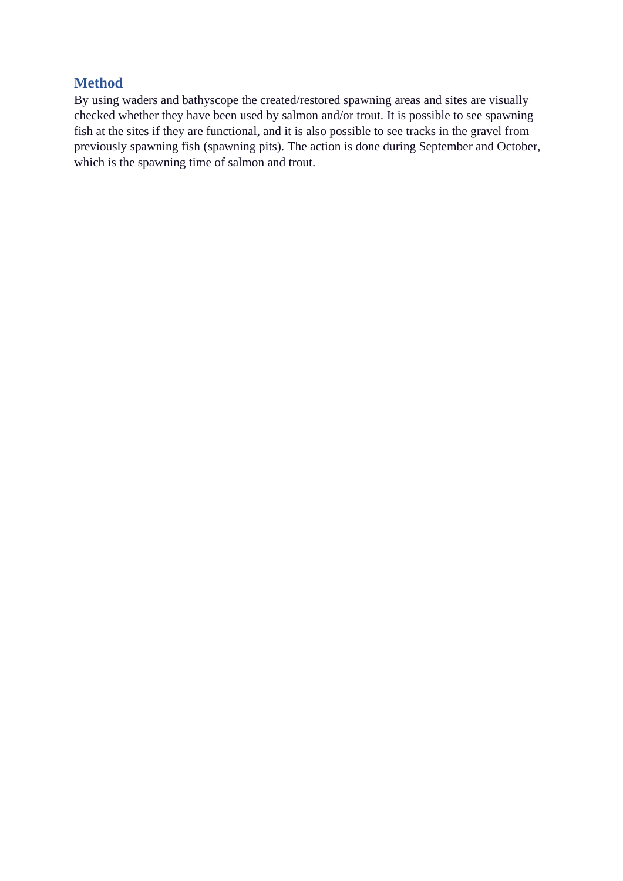## Method

By using waders and bathyscope the created/restored spawning areas and sites are visually checked whether they have been used by salmon and/or trout. It is possible to see spawning fish at the sites if they are functional, and it is also possible to see tracks in the gravel from previously spawning fish (spawning pits). The action is done during September and October, which is the spawning time of salmon and trout.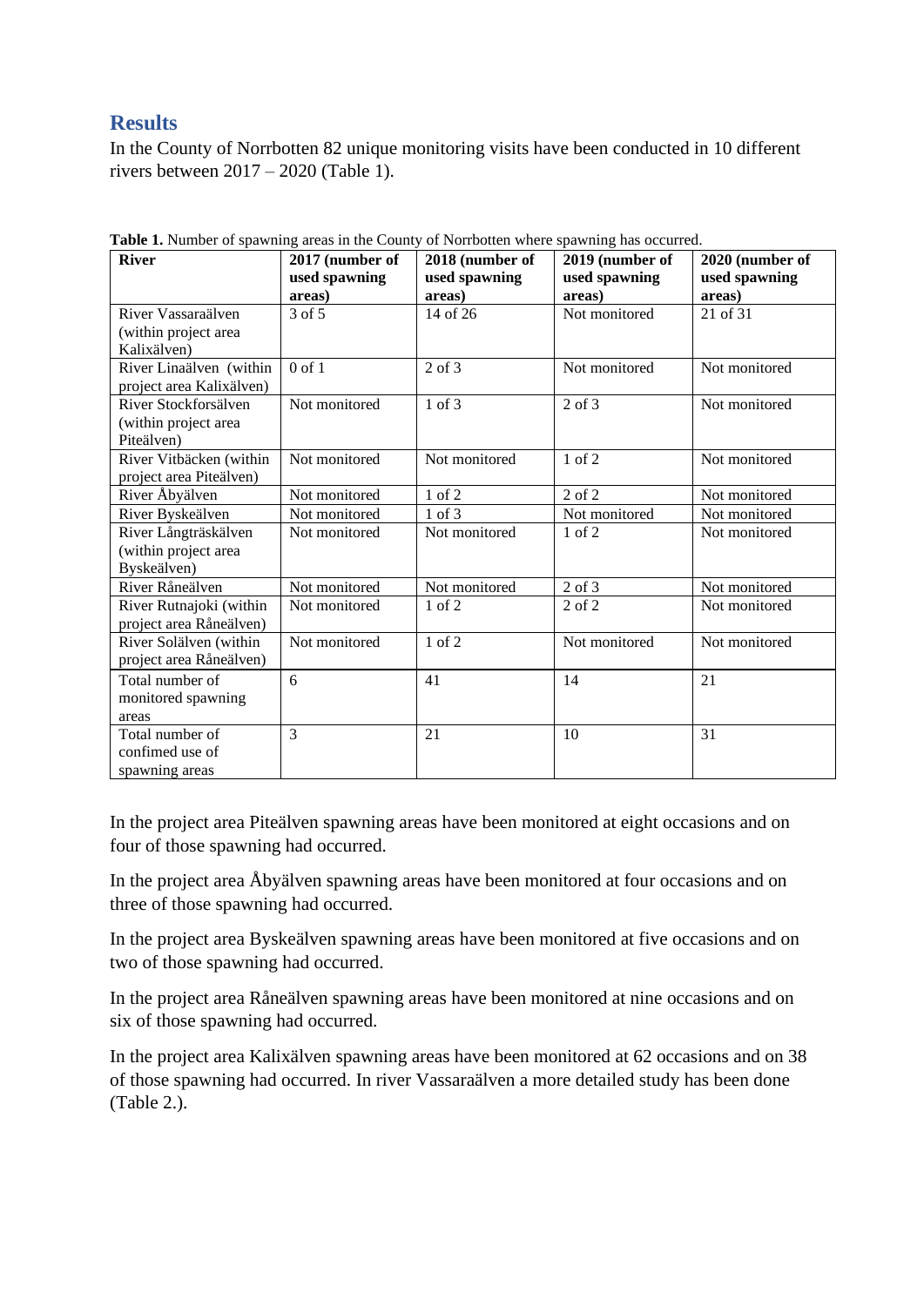## Results

In the County of Norrbotten 82 unique monitoring visits have been conducted in 10 different rivers between 2017 – 2020 (Table 1).

**Table 1.** Number of spawning areas in the County of Norrbotten where spawning has occurred.

| River | 2017 (number of used spawning areas) | 2018 (number of used spawning areas) | 2019 (number of used spawning areas) | 2020 (number of used spawning areas) |
|---|---|---|---|---|
| River Vassaraälven (within project area Kalixälven) | 3 of 5 | 14 of 26 | Not monitored | 21 of 31 |
| River Linaälven (within project area Kalixälven) | 0 of 1 | 2 of 3 | Not monitored | Not monitored |
| River Stockforsälven (within project area Piteälven) | Not monitored | 1 of 3 | 2 of 3 | Not monitored |
| River Vitbäcken (within project area Piteälven) | Not monitored | Not monitored | 1 of 2 | Not monitored |
| River Åbyälven | Not monitored | 1 of 2 | 2 of 2 | Not monitored |
| River Byskeälven | Not monitored | 1 of 3 | Not monitored | Not monitored |
| River Långträskälven (within project area Byskeälven) | Not monitored | Not monitored | 1 of 2 | Not monitored |
| River Råneälven | Not monitored | Not monitored | 2 of 3 | Not monitored |
| River Rutnajoki (within project area Råneälven) | Not monitored | 1 of 2 | 2 of 2 | Not monitored |
| River Solälven (within project area Råneälven) | Not monitored | 1 of 2 | Not monitored | Not monitored |
| Total number of monitored spawning areas | 6 | 41 | 14 | 21 |
| Total number of confimed use of spawning areas | 3 | 21 | 10 | 31 |

In the project area Piteälven spawning areas have been monitored at eight occasions and on four of those spawning had occurred.

In the project area Åbyälven spawning areas have been monitored at four occasions and on three of those spawning had occurred.

In the project area Byskeälven spawning areas have been monitored at five occasions and on two of those spawning had occurred.

In the project area Råneälven spawning areas have been monitored at nine occasions and on six of those spawning had occurred.

In the project area Kalixälven spawning areas have been monitored at 62 occasions and on 38 of those spawning had occurred. In river Vassaraälven a more detailed study has been done (Table 2.).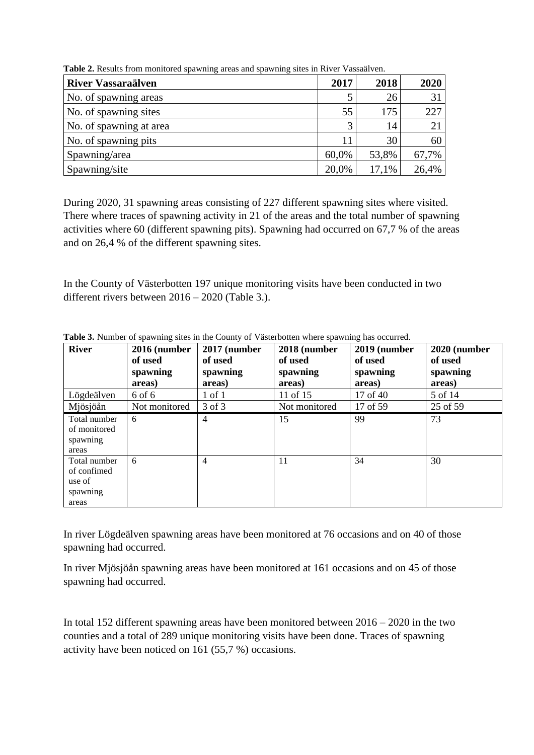**Table 2.** Results from monitored spawning areas and spawning sites in River Vassaälven.

| River Vassaraälven | 2017 | 2018 | 2020 |
|---|---|---|---|
| No. of spawning areas | 5 | 26 | 31 |
| No. of spawning sites | 55 | 175 | 227 |
| No. of spawning at area | 3 | 14 | 21 |
| No. of spawning pits | 11 | 30 | 60 |
| Spawning/area | 60,0% | 53,8% | 67,7% |
| Spawning/site | 20,0% | 17,1% | 26,4% |

During 2020, 31 spawning areas consisting of 227 different spawning sites where visited. There where traces of spawning activity in 21 of the areas and the total number of spawning activities where 60 (different spawning pits). Spawning had occurred on 67,7 % of the areas and on 26,4 % of the different spawning sites.

In the County of Västerbotten 197 unique monitoring visits have been conducted in two different rivers between 2016 – 2020 (Table 3.).

**Table 3.** Number of spawning sites in the County of Västerbotten where spawning has occurred.

| River | 2016 (number of used spawning areas) | 2017 (number of used spawning areas) | 2018 (number of used spawning areas) | 2019 (number of used spawning areas) | 2020 (number of used spawning areas) |
|---|---|---|---|---|---|
| Lögdeälven | 6 of 6 | 1 of 1 | 11 of 15 | 17 of 40 | 5 of 14 |
| Mjösjöån | Not monitored | 3 of 3 | Not monitored | 17 of 59 | 25 of 59 |
| Total number of monitored spawning areas | 6 | 4 | 15 | 99 | 73 |
| Total number of confimed use of spawning areas | 6 | 4 | 11 | 34 | 30 |

In river Lögdeälven spawning areas have been monitored at 76 occasions and on 40 of those spawning had occurred.

In river Mjösjöån spawning areas have been monitored at 161 occasions and on 45 of those spawning had occurred.

In total 152 different spawning areas have been monitored between 2016 – 2020 in the two counties and a total of 289 unique monitoring visits have been done. Traces of spawning activity have been noticed on 161 (55,7 %) occasions.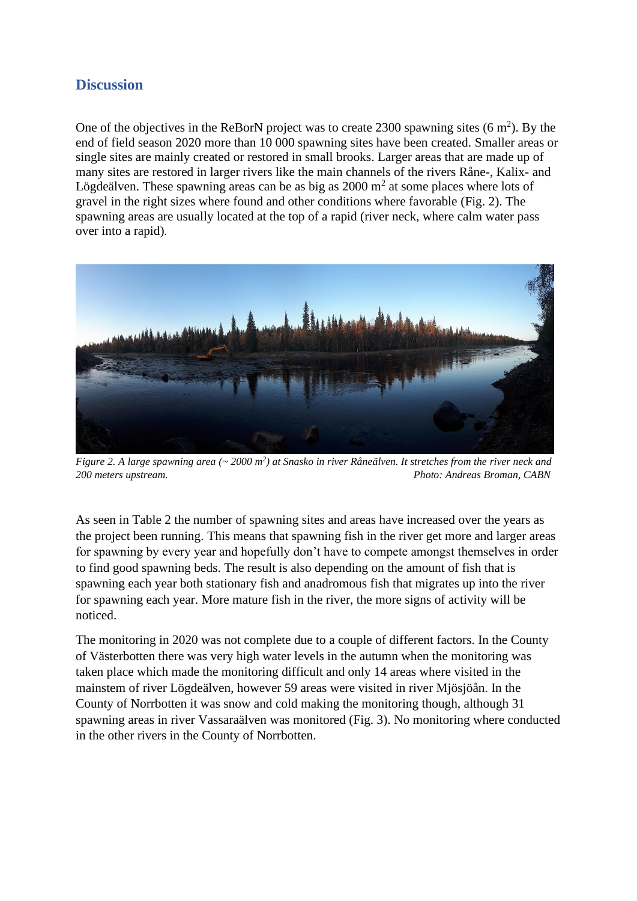## Discussion

One of the objectives in the ReBorN project was to create 2300 spawning sites (6 $m^2$). By the end of field season 2020 more than 10 000 spawning sites have been created. Smaller areas or single sites are mainly created or restored in small brooks. Larger areas that are made up of many sites are restored in larger rivers like the main channels of the rivers Råne-, Kalix- and Lögdeälven. These spawning areas can be as big as 2000 $m^2$ at some places where lots of gravel in the right sizes where found and other conditions where favorable (Fig. 2). The spawning areas are usually located at the top of a rapid (river neck, where calm water pass over into a rapid).

*Figure 2. A large spawning area (~ 2000 $m^2$) at Snasko in river Råneälven. It stretches from the river neck and 200 meters upstream.* *Photo: Andreas Broman, CABN*

As seen in Table 2 the number of spawning sites and areas have increased over the years as the project been running. This means that spawning fish in the river get more and larger areas for spawning by every year and hopefully don't have to compete amongst themselves in order to find good spawning beds. The result is also depending on the amount of fish that is spawning each year both stationary fish and anadromous fish that migrates up into the river for spawning each year. More mature fish in the river, the more signs of activity will be noticed.

The monitoring in 2020 was not complete due to a couple of different factors. In the County of Västerbotten there was very high water levels in the autumn when the monitoring was taken place which made the monitoring difficult and only 14 areas where visited in the mainstem of river Lögdeälven, however 59 areas were visited in river Mjösjöån. In the County of Norrbotten it was snow and cold making the monitoring though, although 31 spawning areas in river Vassaraälven was monitored (Fig. 3). No monitoring where conducted in the other rivers in the County of Norrbotten.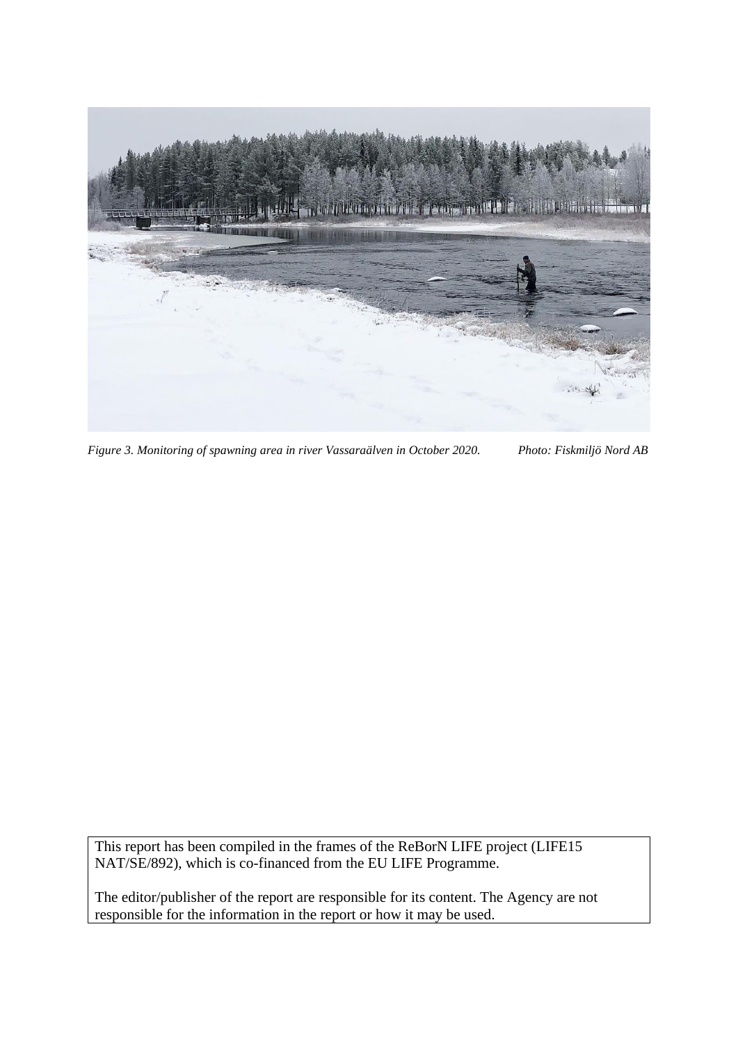*Figure 3. Monitoring of spawning area in river Vassaraälven in October 2020.* *Photo: Fiskmiljö Nord AB*

This report has been compiled in the frames of the ReBorN LIFE project (LIFE15 NAT/SE/892), which is co-financed from the EU LIFE Programme.

The editor/publisher of the report are responsible for its content. The Agency are not responsible for the information in the report or how it may be used.